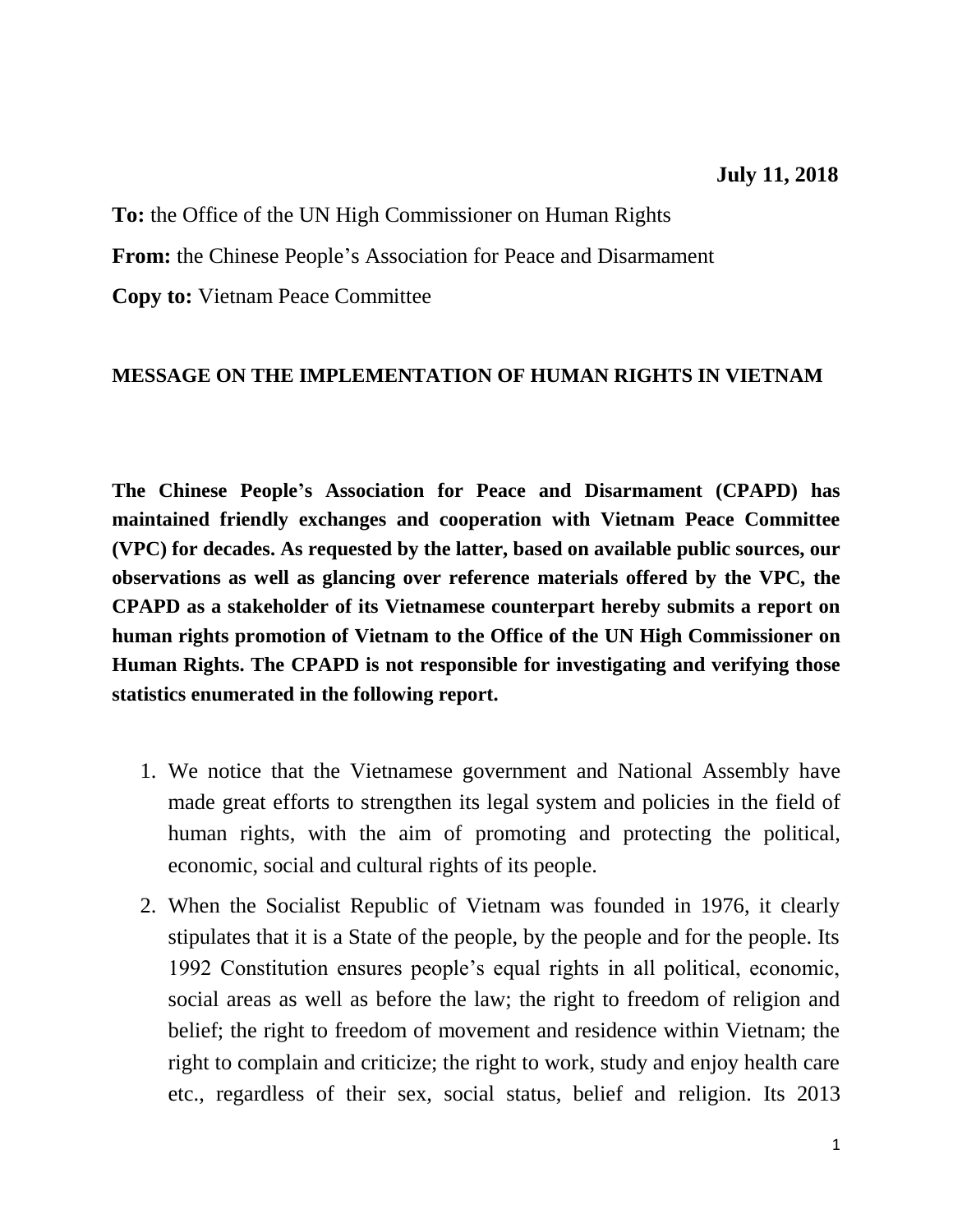**July 11, 2018**

**To:** the Office of the UN High Commissioner on Human Rights

**From:** the Chinese People's Association for Peace and Disarmament

**Copy to:** Vietnam Peace Committee

**MESSAGE ON THE IMPLEMENTATION OF HUMAN RIGHTS IN VIETNAM**

**The Chinese People's Association for Peace and Disarmament (CPAPD) has maintained friendly exchanges and cooperation with Vietnam Peace Committee (VPC) for decades. As requested by the latter, based on available public sources, our observations as well as glancing over reference materials offered by the VPC, the CPAPD as a stakeholder of its Vietnamese counterpart hereby submits a report on human rights promotion of Vietnam to the Office of the UN High Commissioner on Human Rights. The CPAPD is not responsible for investigating and verifying those statistics enumerated in the following report.**

1. We notice that the Vietnamese government and National Assembly have made great efforts to strengthen its legal system and policies in the field of human rights, with the aim of promoting and protecting the political, economic, social and cultural rights of its people.
2. When the Socialist Republic of Vietnam was founded in 1976, it clearly stipulates that it is a State of the people, by the people and for the people. Its 1992 Constitution ensures people's equal rights in all political, economic, social areas as well as before the law; the right to freedom of religion and belief; the right to freedom of movement and residence within Vietnam; the right to complain and criticize; the right to work, study and enjoy health care etc., regardless of their sex, social status, belief and religion. Its 2013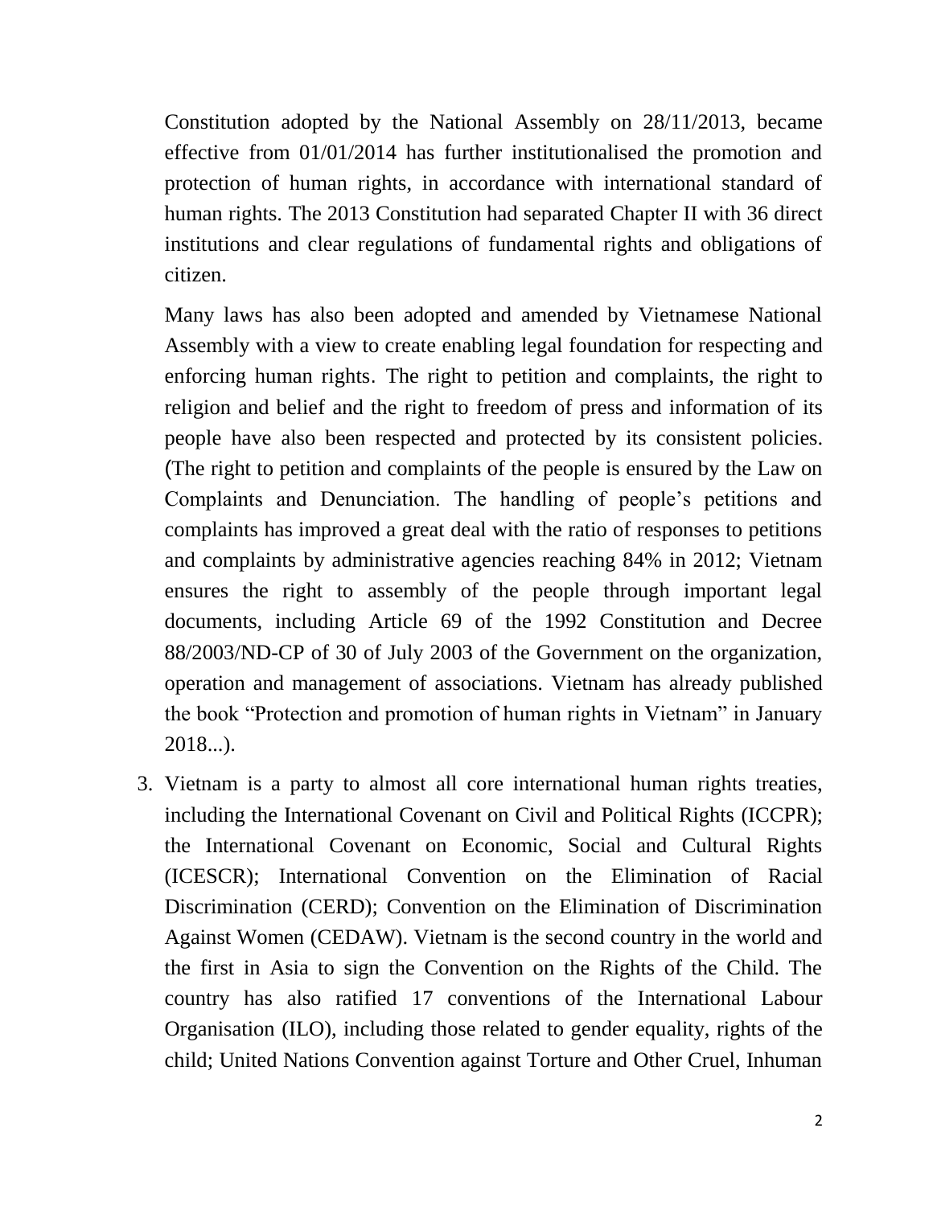Constitution adopted by the National Assembly on 28/11/2013, became effective from 01/01/2014 has further institutionalised the promotion and protection of human rights, in accordance with international standard of human rights. The 2013 Constitution had separated Chapter II with 36 direct institutions and clear regulations of fundamental rights and obligations of citizen.

Many laws has also been adopted and amended by Vietnamese National Assembly with a view to create enabling legal foundation for respecting and enforcing human rights. The right to petition and complaints, the right to religion and belief and the right to freedom of press and information of its people have also been respected and protected by its consistent policies. (The right to petition and complaints of the people is ensured by the Law on Complaints and Denunciation. The handling of people's petitions and complaints has improved a great deal with the ratio of responses to petitions and complaints by administrative agencies reaching 84% in 2012; Vietnam ensures the right to assembly of the people through important legal documents, including Article 69 of the 1992 Constitution and Decree 88/2003/ND-CP of 30 of July 2003 of the Government on the organization, operation and management of associations. Vietnam has already published the book "Protection and promotion of human rights in Vietnam" in January 2018...).

3. Vietnam is a party to almost all core international human rights treaties, including the International Covenant on Civil and Political Rights (ICCPR); the International Covenant on Economic, Social and Cultural Rights (ICESCR); International Convention on the Elimination of Racial Discrimination (CERD); Convention on the Elimination of Discrimination Against Women (CEDAW). Vietnam is the second country in the world and the first in Asia to sign the Convention on the Rights of the Child. The country has also ratified 17 conventions of the International Labour Organisation (ILO), including those related to gender equality, rights of the child; United Nations Convention against Torture and Other Cruel, Inhuman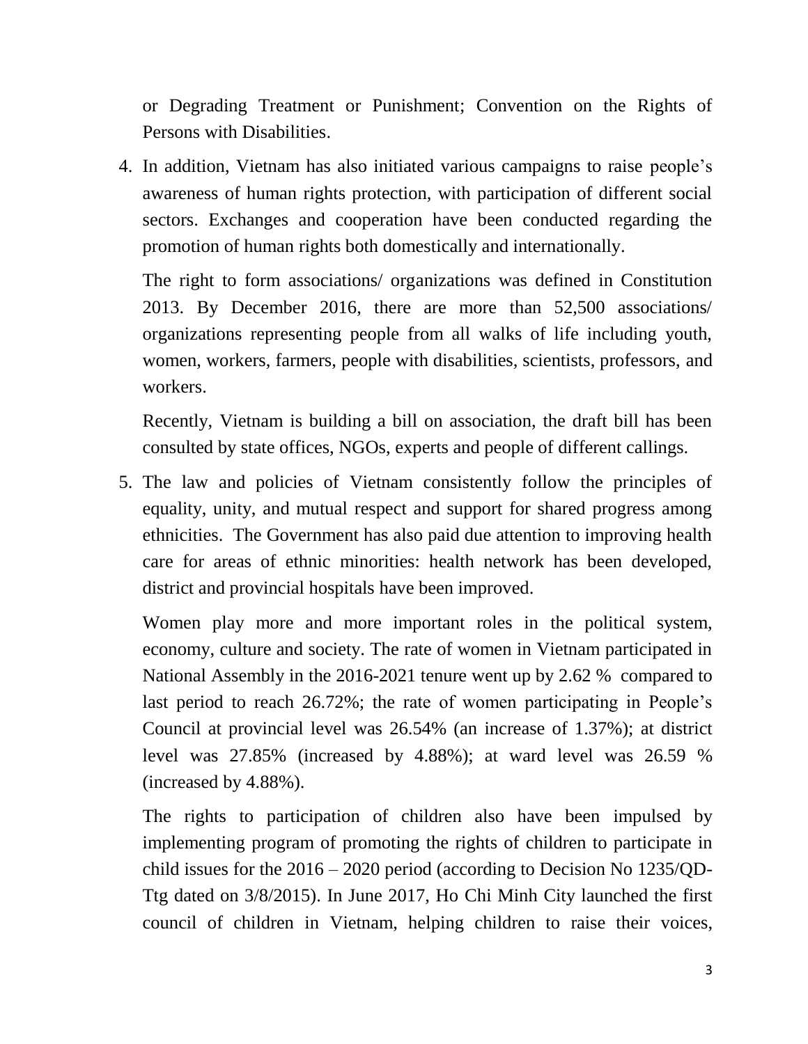or Degrading Treatment or Punishment; Convention on the Rights of Persons with Disabilities.

4. In addition, Vietnam has also initiated various campaigns to raise people's awareness of human rights protection, with participation of different social sectors. Exchanges and cooperation have been conducted regarding the promotion of human rights both domestically and internationally.

   The right to form associations/ organizations was defined in Constitution 2013. By December 2016, there are more than 52,500 associations/ organizations representing people from all walks of life including youth, women, workers, farmers, people with disabilities, scientists, professors, and workers.

   Recently, Vietnam is building a bill on association, the draft bill has been consulted by state offices, NGOs, experts and people of different callings.

5. The law and policies of Vietnam consistently follow the principles of equality, unity, and mutual respect and support for shared progress among ethnicities. The Government has also paid due attention to improving health care for areas of ethnic minorities: health network has been developed, district and provincial hospitals have been improved.

   Women play more and more important roles in the political system, economy, culture and society. The rate of women in Vietnam participated in National Assembly in the 2016-2021 tenure went up by 2.62 % compared to last period to reach 26.72%; the rate of women participating in People's Council at provincial level was 26.54% (an increase of 1.37%); at district level was 27.85% (increased by 4.88%); at ward level was 26.59 % (increased by 4.88%).

   The rights to participation of children also have been impulsed by implementing program of promoting the rights of children to participate in child issues for the 2016 – 2020 period (according to Decision No 1235/QD-Ttg dated on 3/8/2015). In June 2017, Ho Chi Minh City launched the first council of children in Vietnam, helping children to raise their voices,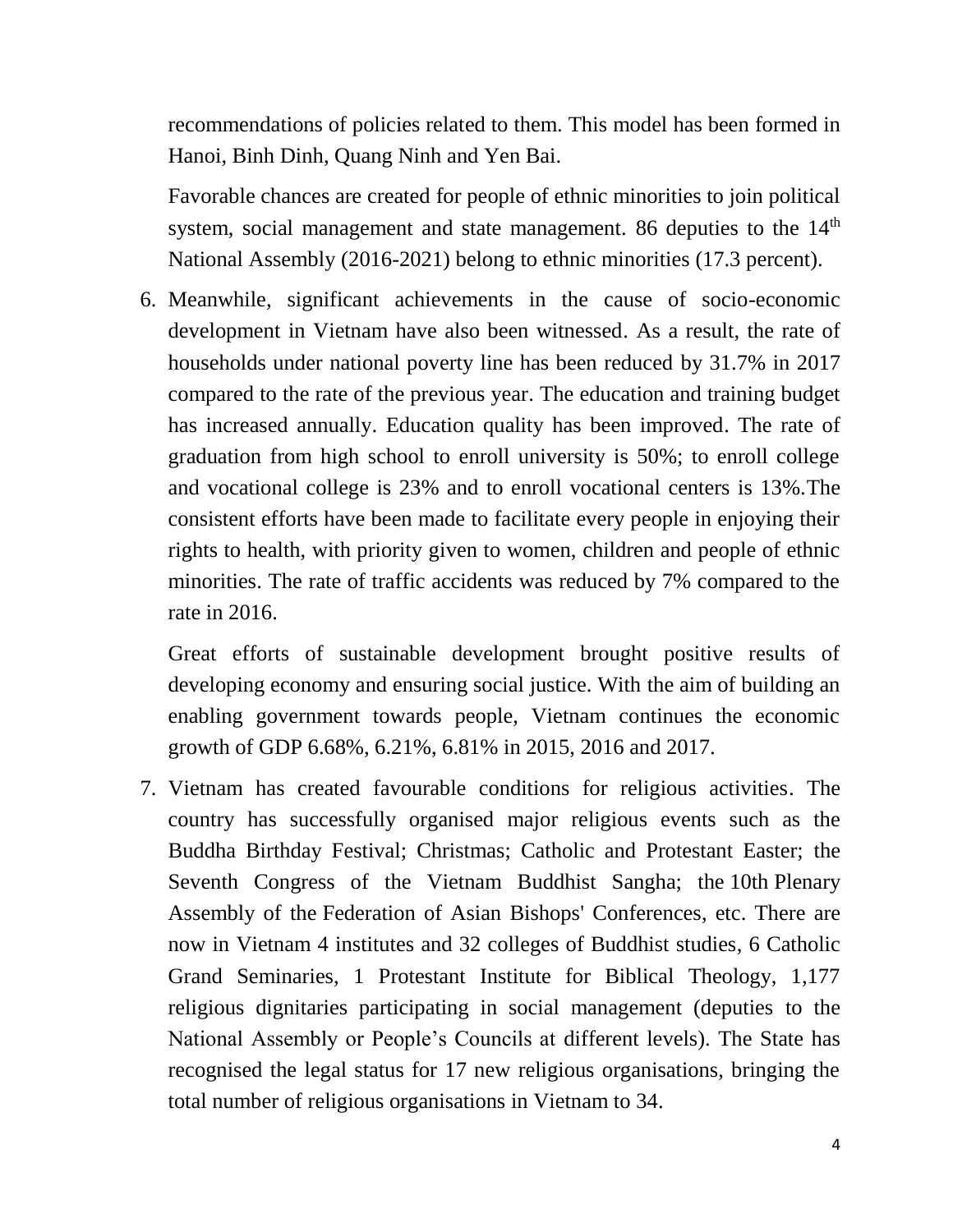recommendations of policies related to them. This model has been formed in Hanoi, Binh Dinh, Quang Ninh and Yen Bai.

Favorable chances are created for people of ethnic minorities to join political system, social management and state management. 86 deputies to the 14th National Assembly (2016-2021) belong to ethnic minorities (17.3 percent).

6. Meanwhile, significant achievements in the cause of socio-economic development in Vietnam have also been witnessed. As a result, the rate of households under national poverty line has been reduced by 31.7% in 2017 compared to the rate of the previous year. The education and training budget has increased annually. Education quality has been improved. The rate of graduation from high school to enroll university is 50%; to enroll college and vocational college is 23% and to enroll vocational centers is 13%.The consistent efforts have been made to facilitate every people in enjoying their rights to health, with priority given to women, children and people of ethnic minorities. The rate of traffic accidents was reduced by 7% compared to the rate in 2016.

   Great efforts of sustainable development brought positive results of developing economy and ensuring social justice. With the aim of building an enabling government towards people, Vietnam continues the economic growth of GDP 6.68%, 6.21%, 6.81% in 2015, 2016 and 2017.

7. Vietnam has created favourable conditions for religious activities. The country has successfully organised major religious events such as the Buddha Birthday Festival; Christmas; Catholic and Protestant Easter; the Seventh Congress of the Vietnam Buddhist Sangha; the 10th Plenary Assembly of the Federation of Asian Bishops' Conferences, etc. There are now in Vietnam 4 institutes and 32 colleges of Buddhist studies, 6 Catholic Grand Seminaries, 1 Protestant Institute for Biblical Theology, 1,177 religious dignitaries participating in social management (deputies to the National Assembly or People's Councils at different levels). The State has recognised the legal status for 17 new religious organisations, bringing the total number of religious organisations in Vietnam to 34.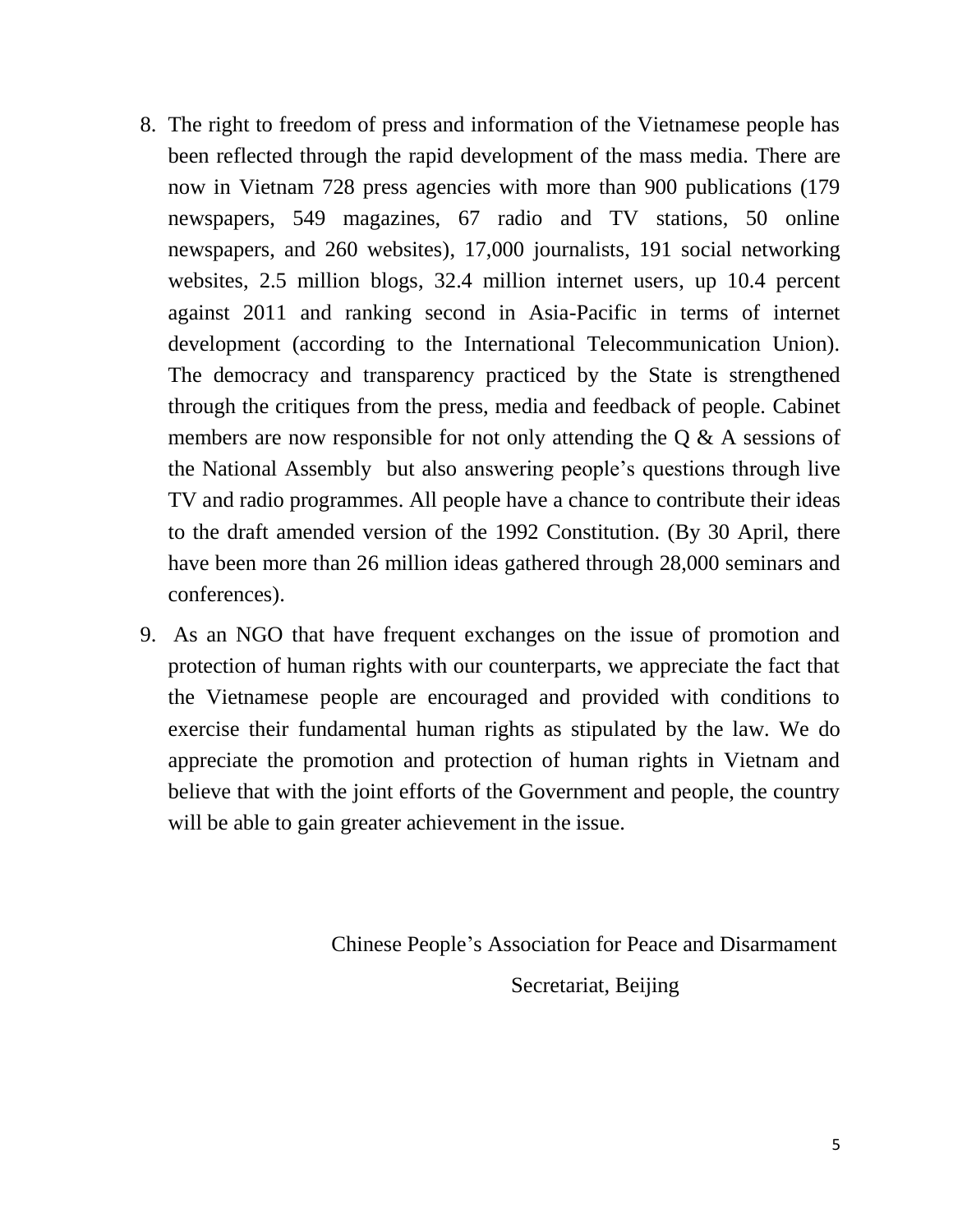8. The right to freedom of press and information of the Vietnamese people has been reflected through the rapid development of the mass media. There are now in Vietnam 728 press agencies with more than 900 publications (179 newspapers, 549 magazines, 67 radio and TV stations, 50 online newspapers, and 260 websites), 17,000 journalists, 191 social networking websites, 2.5 million blogs, 32.4 million internet users, up 10.4 percent against 2011 and ranking second in Asia-Pacific in terms of internet development (according to the International Telecommunication Union). The democracy and transparency practiced by the State is strengthened through the critiques from the press, media and feedback of people. Cabinet members are now responsible for not only attending the Q & A sessions of the National Assembly but also answering people's questions through live TV and radio programmes. All people have a chance to contribute their ideas to the draft amended version of the 1992 Constitution. (By 30 April, there have been more than 26 million ideas gathered through 28,000 seminars and conferences).

9. As an NGO that have frequent exchanges on the issue of promotion and protection of human rights with our counterparts, we appreciate the fact that the Vietnamese people are encouraged and provided with conditions to exercise their fundamental human rights as stipulated by the law. We do appreciate the promotion and protection of human rights in Vietnam and believe that with the joint efforts of the Government and people, the country will be able to gain greater achievement in the issue.

Chinese People's Association for Peace and Disarmament

Secretariat, Beijing